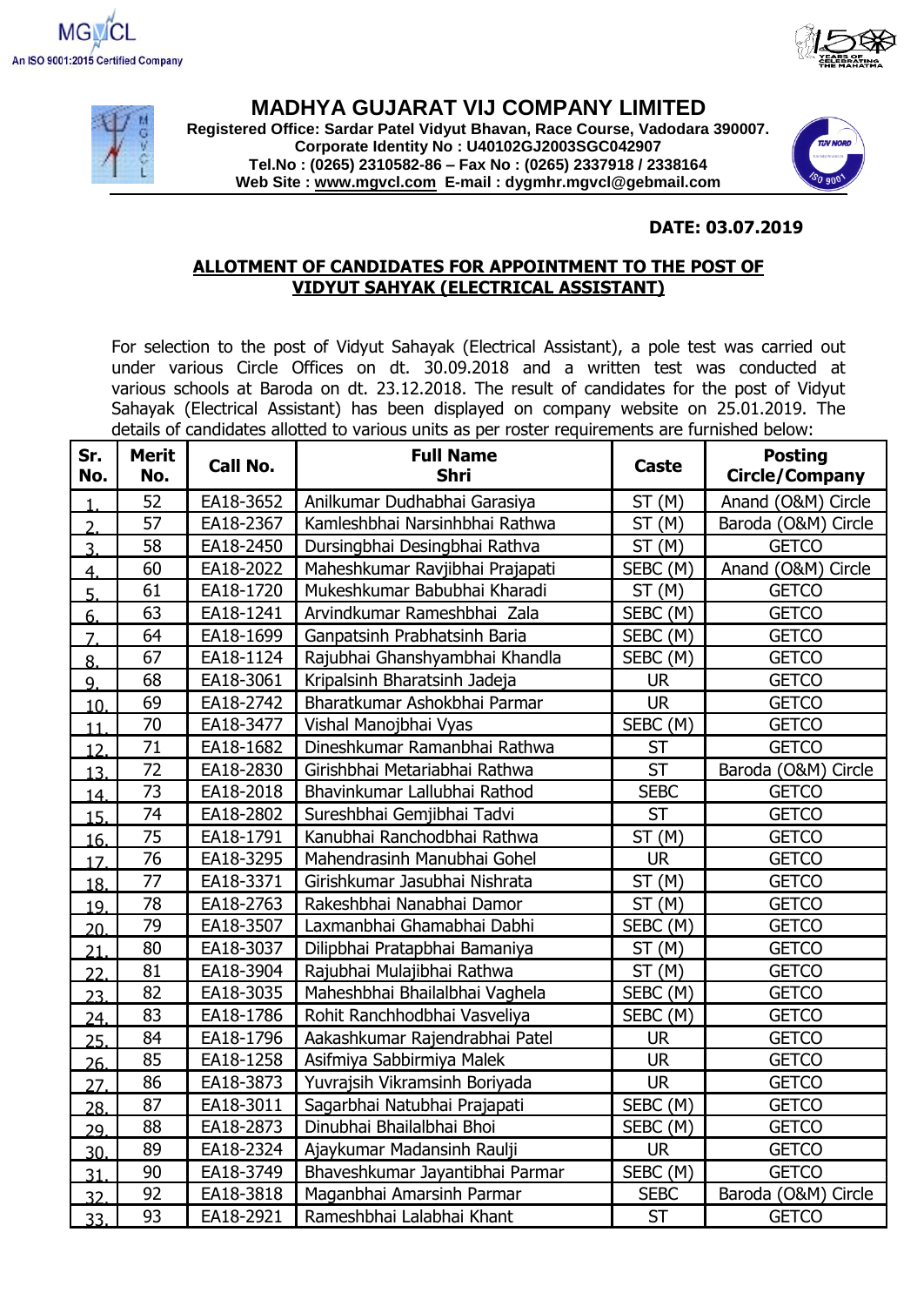MGVCL
An ISO 9001:2015 Certified Company

# MADHYA GUJARAT VIJ COMPANY LIMITED

**Registered Office: Sardar Patel Vidyut Bhavan, Race Course, Vadodara 390007.**
**Corporate Identity No : U40102GJ2003SGC042907**
**Tel.No : (0265) 2310582-86 – Fax No : (0265) 2337918 / 2338164**
**Web Site : www.mgvcl.com E-mail : dygmhr.mgvcl@gebmail.com**

**DATE: 03.07.2019**

## ALLOTMENT OF CANDIDATES FOR APPOINTMENT TO THE POST OF VIDYUT SAHYAK (ELECTRICAL ASSISTANT)

For selection to the post of Vidyut Sahayak (Electrical Assistant), a pole test was carried out under various Circle Offices on dt. 30.09.2018 and a written test was conducted at various schools at Baroda on dt. 23.12.2018. The result of candidates for the post of Vidyut Sahayak (Electrical Assistant) has been displayed on company website on 25.01.2019. The details of candidates allotted to various units as per roster requirements are furnished below:

| Sr. No. | Merit No. | Call No. | Full Name Shri | Caste | Posting Circle/Company |
|---|---|---|---|---|---|
| 1. | 52 | EA18-3652 | Anilkumar Dudhabhai Garasiya | ST (M) | Anand (O&M) Circle |
| 2. | 57 | EA18-2367 | Kamleshbhai Narsinhbhai Rathwa | ST (M) | Baroda (O&M) Circle |
| 3. | 58 | EA18-2450 | Dursingbhai Desingbhai Rathva | ST (M) | GETCO |
| 4. | 60 | EA18-2022 | Maheshkumar Ravjibhai Prajapati | SEBC (M) | Anand (O&M) Circle |
| 5. | 61 | EA18-1720 | Mukeshkumar Babubhai Kharadi | ST (M) | GETCO |
| 6. | 63 | EA18-1241 | Arvindkumar Rameshbhai Zala | SEBC (M) | GETCO |
| 7. | 64 | EA18-1699 | Ganpatsinh Prabhatsinh Baria | SEBC (M) | GETCO |
| 8. | 67 | EA18-1124 | Rajubhai Ghanshyambhai Khandla | SEBC (M) | GETCO |
| 9. | 68 | EA18-3061 | Kripalsinh Bharatsinh Jadeja | UR | GETCO |
| 10. | 69 | EA18-2742 | Bharatkumar Ashokbhai Parmar | UR | GETCO |
| 11. | 70 | EA18-3477 | Vishal Manojbhai Vyas | SEBC (M) | GETCO |
| 12. | 71 | EA18-1682 | Dineshkumar Ramanbhai Rathwa | ST | GETCO |
| 13. | 72 | EA18-2830 | Girishbhai Metariabhai Rathwa | ST | Baroda (O&M) Circle |
| 14. | 73 | EA18-2018 | Bhavinkumar Lallubhai Rathod | SEBC | GETCO |
| 15. | 74 | EA18-2802 | Sureshbhai Gemjibhai Tadvi | ST | GETCO |
| 16. | 75 | EA18-1791 | Kanubhai Ranchodbhai Rathwa | ST (M) | GETCO |
| 17. | 76 | EA18-3295 | Mahendrasinh Manubhai Gohel | UR | GETCO |
| 18. | 77 | EA18-3371 | Girishkumar Jasubhai Nishrata | ST (M) | GETCO |
| 19. | 78 | EA18-2763 | Rakeshbhai Nanabhai Damor | ST (M) | GETCO |
| 20. | 79 | EA18-3507 | Laxmanbhai Ghamabhai Dabhi | SEBC (M) | GETCO |
| 21. | 80 | EA18-3037 | Dilipbhai Pratapbhai Bamaniya | ST (M) | GETCO |
| 22. | 81 | EA18-3904 | Rajubhai Mulajibhai Rathwa | ST (M) | GETCO |
| 23. | 82 | EA18-3035 | Maheshbhai Bhailalbhai Vaghela | SEBC (M) | GETCO |
| 24. | 83 | EA18-1786 | Rohit Ranchhodbhai Vasveliya | SEBC (M) | GETCO |
| 25. | 84 | EA18-1796 | Aakashkumar Rajendrabhai Patel | UR | GETCO |
| 26. | 85 | EA18-1258 | Asifmiya Sabbirmiya Malek | UR | GETCO |
| 27. | 86 | EA18-3873 | Yuvrajsih Vikramsinh Boriyada | UR | GETCO |
| 28. | 87 | EA18-3011 | Sagarbhai Natubhai Prajapati | SEBC (M) | GETCO |
| 29. | 88 | EA18-2873 | Dinubhai Bhailalbhai Bhoi | SEBC (M) | GETCO |
| 30. | 89 | EA18-2324 | Ajaykumar Madansinh Raulji | UR | GETCO |
| 31. | 90 | EA18-3749 | Bhaveshkumar Jayantibhai Parmar | SEBC (M) | GETCO |
| 32. | 92 | EA18-3818 | Maganbhai Amarsinh Parmar | SEBC | Baroda (O&M) Circle |
| 33. | 93 | EA18-2921 | Rameshbhai Lalabhai Khant | ST | GETCO |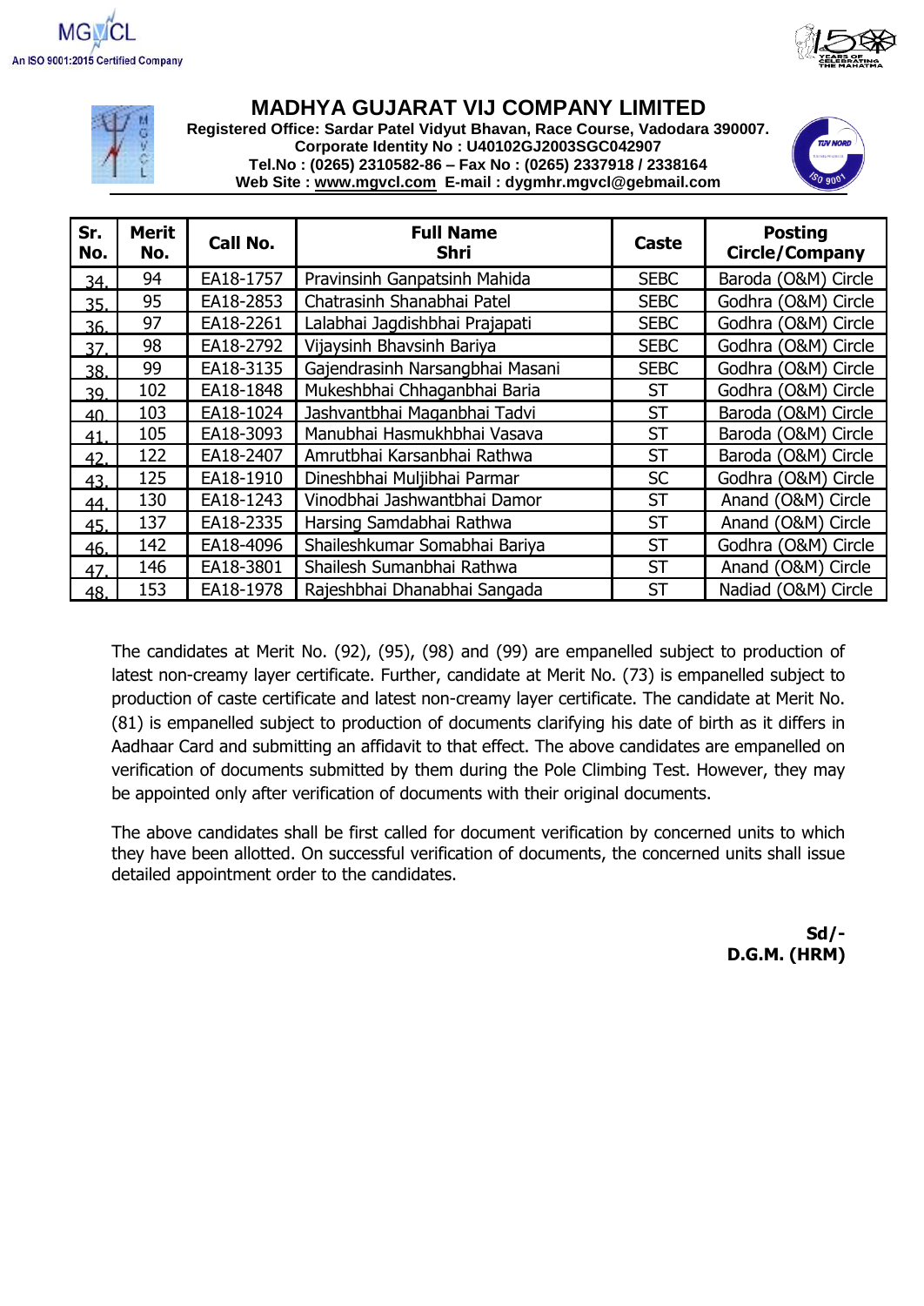# MADHYA GUJARAT VIJ COMPANY LIMITED

**Registered Office: Sardar Patel Vidyut Bhavan, Race Course, Vadodara 390007.**
**Corporate Identity No : U40102GJ2003SGC042907**
**Tel.No : (0265) 2310582-86 – Fax No : (0265) 2337918 / 2338164**
**Web Site : www.mgvcl.com E-mail : dygmhr.mgvcl@gebmail.com**

| Sr. No. | Merit No. | Call No. | Full Name Shri | Caste | Posting Circle/Company |
|---|---|---|---|---|---|
| 34. | 94 | EA18-1757 | Pravinsinh Ganpatsinh Mahida | SEBC | Baroda (O&M) Circle |
| 35. | 95 | EA18-2853 | Chatrasinh Shanabhai Patel | SEBC | Godhra (O&M) Circle |
| 36. | 97 | EA18-2261 | Lalabhai Jagdishbhai Prajapati | SEBC | Godhra (O&M) Circle |
| 37. | 98 | EA18-2792 | Vijaysinh Bhavsinh Bariya | SEBC | Godhra (O&M) Circle |
| 38. | 99 | EA18-3135 | Gajendrasinh Narsangbhai Masani | SEBC | Godhra (O&M) Circle |
| 39. | 102 | EA18-1848 | Mukeshbhai Chhaganbhai Baria | ST | Godhra (O&M) Circle |
| 40. | 103 | EA18-1024 | Jashvantbhai Maganbhai Tadvi | ST | Baroda (O&M) Circle |
| 41. | 105 | EA18-3093 | Manubhai Hasmukhbhai Vasava | ST | Baroda (O&M) Circle |
| 42. | 122 | EA18-2407 | Amrutbhai Karsanbhai Rathwa | ST | Baroda (O&M) Circle |
| 43. | 125 | EA18-1910 | Dineshbhai Muljibhai Parmar | SC | Godhra (O&M) Circle |
| 44. | 130 | EA18-1243 | Vinodbhai Jashwantbhai Damor | ST | Anand (O&M) Circle |
| 45. | 137 | EA18-2335 | Harsing Samdabhai Rathwa | ST | Anand (O&M) Circle |
| 46. | 142 | EA18-4096 | Shaileshkumar Somabhai Bariya | ST | Godhra (O&M) Circle |
| 47. | 146 | EA18-3801 | Shailesh Sumanbhai Rathwa | ST | Anand (O&M) Circle |
| 48. | 153 | EA18-1978 | Rajeshbhai Dhanabhai Sangada | ST | Nadiad (O&M) Circle |

The candidates at Merit No. (92), (95), (98) and (99) are empanelled subject to production of latest non-creamy layer certificate. Further, candidate at Merit No. (73) is empanelled subject to production of caste certificate and latest non-creamy layer certificate. The candidate at Merit No. (81) is empanelled subject to production of documents clarifying his date of birth as it differs in Aadhaar Card and submitting an affidavit to that effect. The above candidates are empanelled on verification of documents submitted by them during the Pole Climbing Test. However, they may be appointed only after verification of documents with their original documents.

The above candidates shall be first called for document verification by concerned units to which they have been allotted. On successful verification of documents, the concerned units shall issue detailed appointment order to the candidates.

**Sd/-**
**D.G.M. (HRM)**